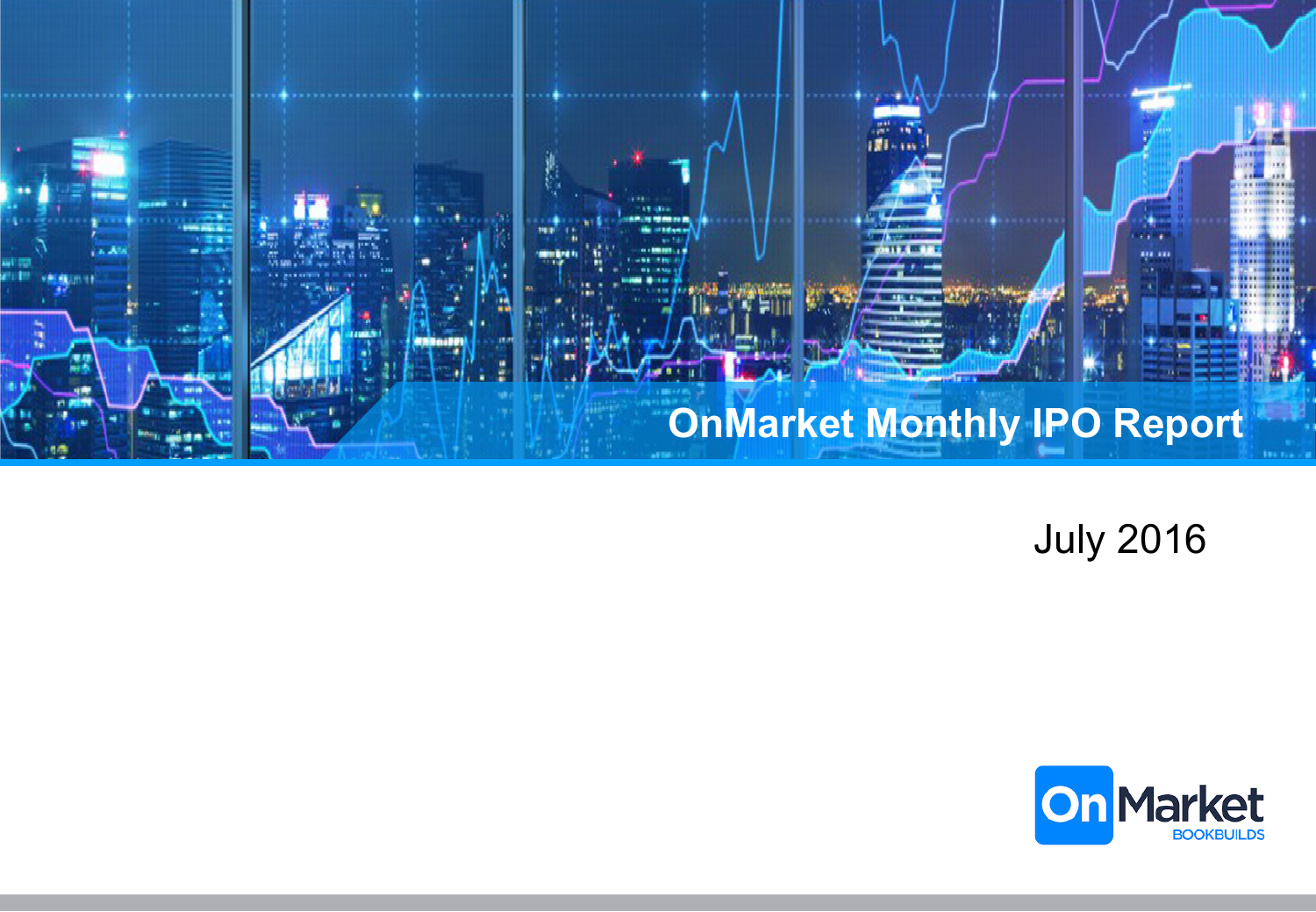# OnMarket Monthly IPO Report

July 2016

OnMarket BOOKBUILDS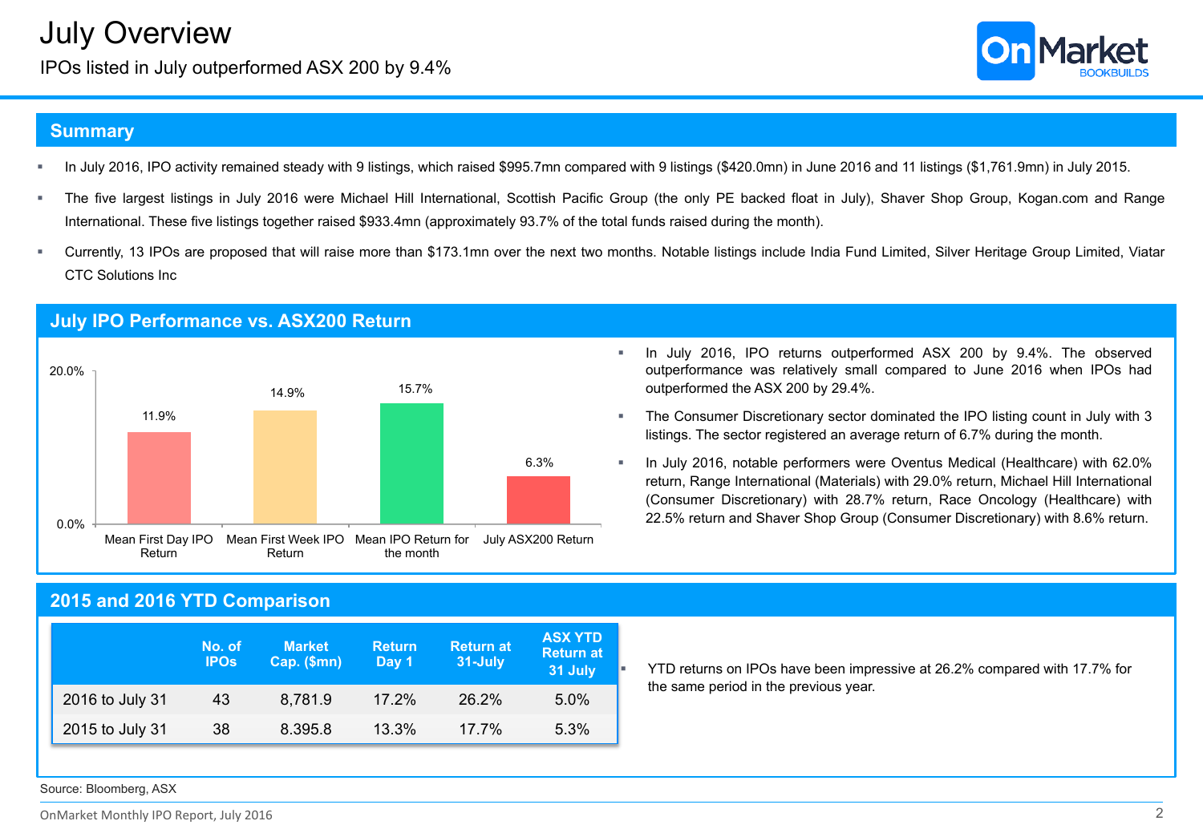# July Overview

IPOs listed in July outperformed ASX 200 by 9.4%

## Summary

- In July 2016, IPO activity remained steady with 9 listings, which raised $995.7mn compared with 9 listings ($420.0mn) in June 2016 and 11 listings ($1,761.9mn) in July 2015.
- The five largest listings in July 2016 were Michael Hill International, Scottish Pacific Group (the only PE backed float in July), Shaver Shop Group, Kogan.com and Range International. These five listings together raised $933.4mn (approximately 93.7% of the total funds raised during the month).
- Currently, 13 IPOs are proposed that will raise more than $173.1mn over the next two months. Notable listings include India Fund Limited, Silver Heritage Group Limited, Viatar CTC Solutions Inc

## July IPO Performance vs. ASX200 Return

| | Return |
|---|---|
| Mean First Day IPO Return | 11.9% |
| Mean First Week IPO Return | 14.9% |
| Mean IPO Return for the month | 15.7% |
| July ASX200 Return | 6.3% |

- In July 2016, IPO returns outperformed ASX 200 by 9.4%. The observed outperformance was relatively small compared to June 2016 when IPOs had outperformed the ASX 200 by 29.4%.
- The Consumer Discretionary sector dominated the IPO listing count in July with 3 listings. The sector registered an average return of 6.7% during the month.
- In July 2016, notable performers were Oventus Medical (Healthcare) with 62.0% return, Range International (Materials) with 29.0% return, Michael Hill International (Consumer Discretionary) with 28.7% return, Race Oncology (Healthcare) with 22.5% return and Shaver Shop Group (Consumer Discretionary) with 8.6% return.

## 2015 and 2016 YTD Comparison

| | No. of IPOs | Market Cap. ($mn) | Return Day 1 | Return at 31-July | ASX YTD Return at 31 July |
|---|---|---|---|---|---|
| 2016 to July 31 | 43 | 8,781.9 | 17.2% | 26.2% | 5.0% |
| 2015 to July 31 | 38 | 8.395.8 | 13.3% | 17.7% | 5.3% |

- YTD returns on IPOs have been impressive at 26.2% compared with 17.7% for the same period in the previous year.

Source: Bloomberg, ASX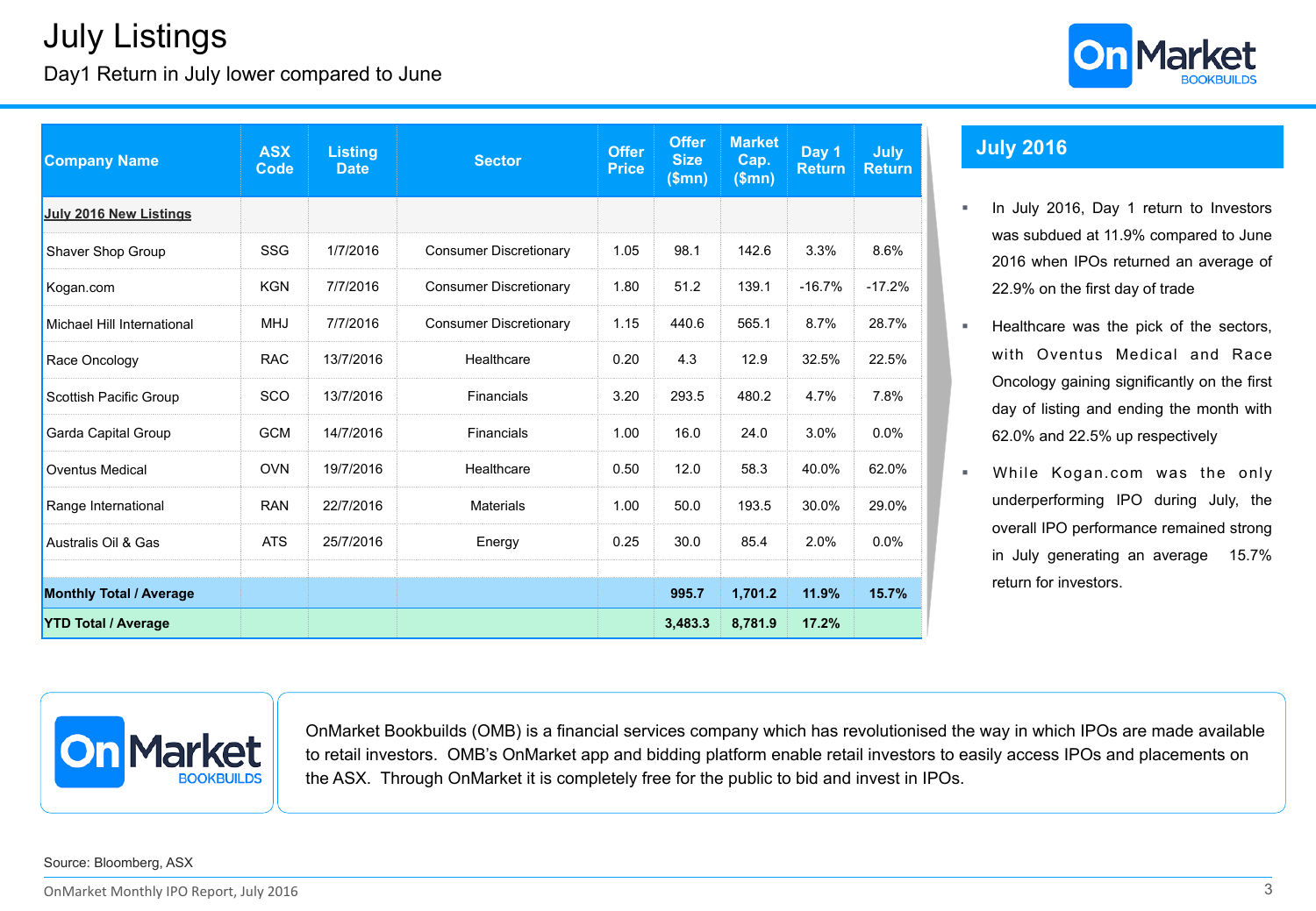# July Listings

Day1 Return in July lower compared to June

| Company Name | ASX Code | Listing Date | Sector | Offer Price | Offer Size ($mn) | Market Cap. ($mn) | Day 1 Return | July Return |
|---|---|---|---|---|---|---|---|---|
| **July 2016 New Listings** | | | | | | | | |
| Shaver Shop Group | SSG | 1/7/2016 | Consumer Discretionary | 1.05 | 98.1 | 142.6 | 3.3% | 8.6% |
| Kogan.com | KGN | 7/7/2016 | Consumer Discretionary | 1.80 | 51.2 | 139.1 | -16.7% | -17.2% |
| Michael Hill International | MHJ | 7/7/2016 | Consumer Discretionary | 1.15 | 440.6 | 565.1 | 8.7% | 28.7% |
| Race Oncology | RAC | 13/7/2016 | Healthcare | 0.20 | 4.3 | 12.9 | 32.5% | 22.5% |
| Scottish Pacific Group | SCO | 13/7/2016 | Financials | 3.20 | 293.5 | 480.2 | 4.7% | 7.8% |
| Garda Capital Group | GCM | 14/7/2016 | Financials | 1.00 | 16.0 | 24.0 | 3.0% | 0.0% |
| Oventus Medical | OVN | 19/7/2016 | Healthcare | 0.50 | 12.0 | 58.3 | 40.0% | 62.0% |
| Range International | RAN | 22/7/2016 | Materials | 1.00 | 50.0 | 193.5 | 30.0% | 29.0% |
| Australis Oil & Gas | ATS | 25/7/2016 | Energy | 0.25 | 30.0 | 85.4 | 2.0% | 0.0% |
| **Monthly Total / Average** | | | | | **995.7** | **1,701.2** | **11.9%** | **15.7%** |
| **YTD Total / Average** | | | | | **3,483.3** | **8,781.9** | **17.2%** | |

## July 2016

- In July 2016, Day 1 return to Investors was subdued at 11.9% compared to June 2016 when IPOs returned an average of 22.9% on the first day of trade
- Healthcare was the pick of the sectors, with Oventus Medical and Race Oncology gaining significantly on the first day of listing and ending the month with 62.0% and 22.5% up respectively
- While Kogan.com was the only underperforming IPO during July, the overall IPO performance remained strong in July generating an average 15.7% return for investors.

OnMarket Bookbuilds (OMB) is a financial services company which has revolutionised the way in which IPOs are made available to retail investors. OMB's OnMarket app and bidding platform enable retail investors to easily access IPOs and placements on the ASX. Through OnMarket it is completely free for the public to bid and invest in IPOs.

Source: Bloomberg, ASX